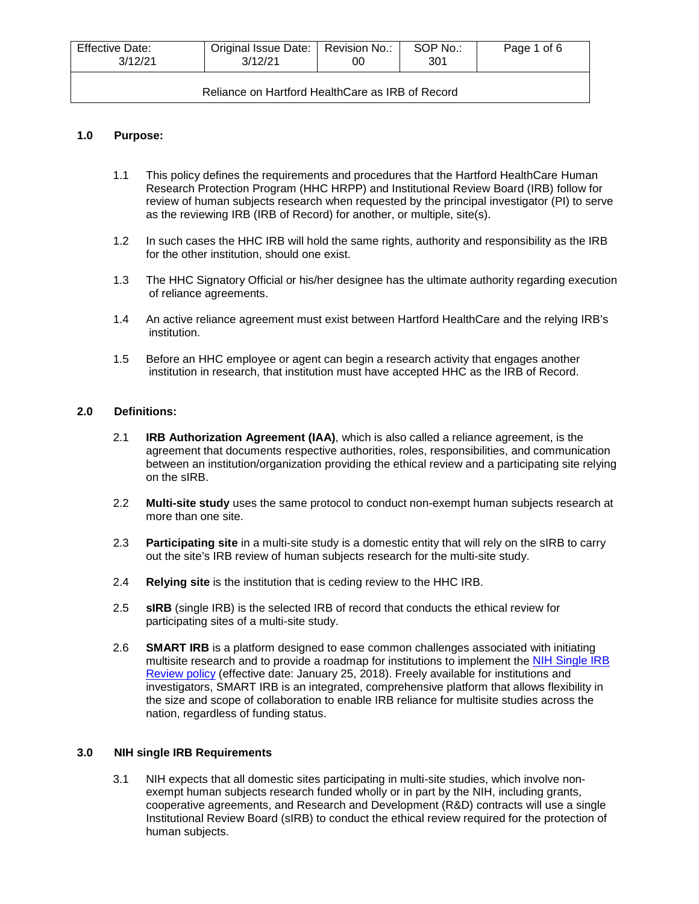| Effective Date: 3/12/21 | Original Issue Date: 3/12/21 | Revision No.: 00 | SOP No.: 301 |
|---|---|---|---|
| Reliance on Hartford HealthCare as IRB of Record | | | |

## 1.0 Purpose:

1.1 This policy defines the requirements and procedures that the Hartford HealthCare Human Research Protection Program (HHC HRPP) and Institutional Review Board (IRB) follow for review of human subjects research when requested by the principal investigator (PI) to serve as the reviewing IRB (IRB of Record) for another, or multiple, site(s).

1.2 In such cases the HHC IRB will hold the same rights, authority and responsibility as the IRB for the other institution, should one exist.

1.3 The HHC Signatory Official or his/her designee has the ultimate authority regarding execution of reliance agreements.

1.4 An active reliance agreement must exist between Hartford HealthCare and the relying IRB's institution.

1.5 Before an HHC employee or agent can begin a research activity that engages another institution in research, that institution must have accepted HHC as the IRB of Record.

## 2.0 Definitions:

2.1 **IRB Authorization Agreement (IAA)**, which is also called a reliance agreement, is the agreement that documents respective authorities, roles, responsibilities, and communication between an institution/organization providing the ethical review and a participating site relying on the sIRB.

2.2 **Multi-site study** uses the same protocol to conduct non-exempt human subjects research at more than one site.

2.3 **Participating site** in a multi-site study is a domestic entity that will rely on the sIRB to carry out the site's IRB review of human subjects research for the multi-site study.

2.4 **Relying site** is the institution that is ceding review to the HHC IRB.

2.5 **sIRB** (single IRB) is the selected IRB of record that conducts the ethical review for participating sites of a multi-site study.

2.6 **SMART IRB** is a platform designed to ease common challenges associated with initiating multisite research and to provide a roadmap for institutions to implement the NIH Single IRB Review policy (effective date: January 25, 2018). Freely available for institutions and investigators, SMART IRB is an integrated, comprehensive platform that allows flexibility in the size and scope of collaboration to enable IRB reliance for multisite studies across the nation, regardless of funding status.

## 3.0 NIH single IRB Requirements

3.1 NIH expects that all domestic sites participating in multi-site studies, which involve non-exempt human subjects research funded wholly or in part by the NIH, including grants, cooperative agreements, and Research and Development (R&D) contracts will use a single Institutional Review Board (sIRB) to conduct the ethical review required for the protection of human subjects.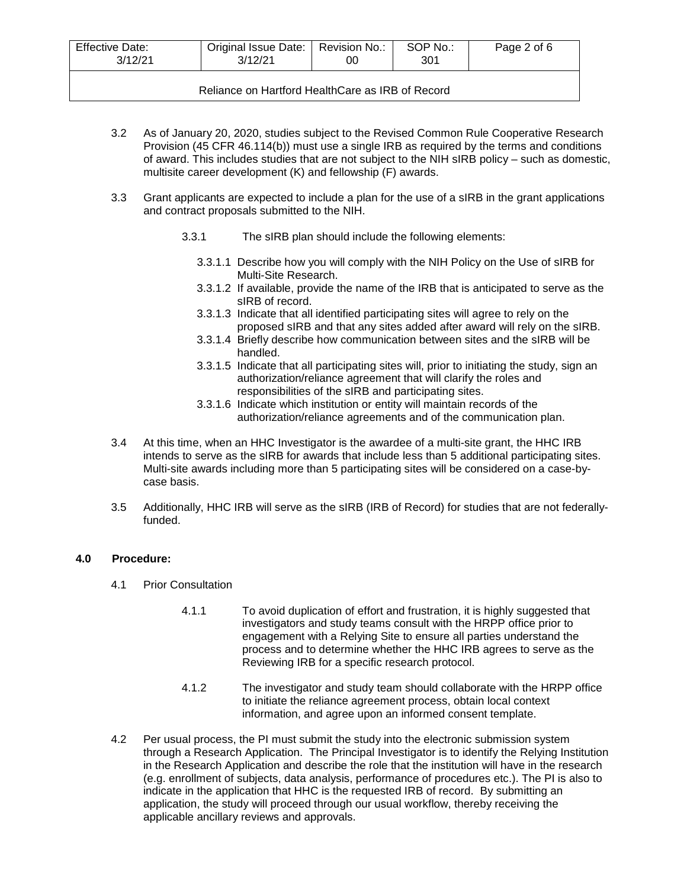3.2 As of January 20, 2020, studies subject to the Revised Common Rule Cooperative Research Provision (45 CFR 46.114(b)) must use a single IRB as required by the terms and conditions of award. This includes studies that are not subject to the NIH sIRB policy – such as domestic, multisite career development (K) and fellowship (F) awards.

3.3 Grant applicants are expected to include a plan for the use of a sIRB in the grant applications and contract proposals submitted to the NIH.

3.3.1 The sIRB plan should include the following elements:

3.3.1.1 Describe how you will comply with the NIH Policy on the Use of sIRB for Multi-Site Research.

3.3.1.2 If available, provide the name of the IRB that is anticipated to serve as the sIRB of record.

3.3.1.3 Indicate that all identified participating sites will agree to rely on the proposed sIRB and that any sites added after award will rely on the sIRB.

3.3.1.4 Briefly describe how communication between sites and the sIRB will be handled.

3.3.1.5 Indicate that all participating sites will, prior to initiating the study, sign an authorization/reliance agreement that will clarify the roles and responsibilities of the sIRB and participating sites.

3.3.1.6 Indicate which institution or entity will maintain records of the authorization/reliance agreements and of the communication plan.

3.4 At this time, when an HHC Investigator is the awardee of a multi-site grant, the HHC IRB intends to serve as the sIRB for awards that include less than 5 additional participating sites. Multi-site awards including more than 5 participating sites will be considered on a case-by-case basis.

3.5 Additionally, HHC IRB will serve as the sIRB (IRB of Record) for studies that are not federally-funded.

## 4.0 Procedure:

4.1 Prior Consultation

4.1.1 To avoid duplication of effort and frustration, it is highly suggested that investigators and study teams consult with the HRPP office prior to engagement with a Relying Site to ensure all parties understand the process and to determine whether the HHC IRB agrees to serve as the Reviewing IRB for a specific research protocol.

4.1.2 The investigator and study team should collaborate with the HRPP office to initiate the reliance agreement process, obtain local context information, and agree upon an informed consent template.

4.2 Per usual process, the PI must submit the study into the electronic submission system through a Research Application. The Principal Investigator is to identify the Relying Institution in the Research Application and describe the role that the institution will have in the research (e.g. enrollment of subjects, data analysis, performance of procedures etc.). The PI is also to indicate in the application that HHC is the requested IRB of record. By submitting an application, the study will proceed through our usual workflow, thereby receiving the applicable ancillary reviews and approvals.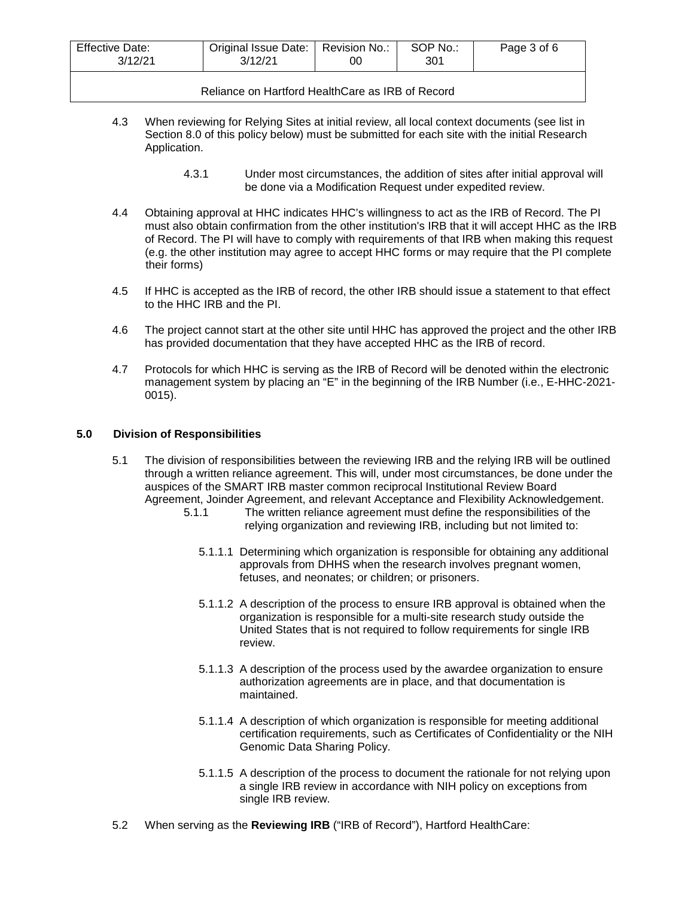4.3 When reviewing for Relying Sites at initial review, all local context documents (see list in Section 8.0 of this policy below) must be submitted for each site with the initial Research Application.

4.3.1 Under most circumstances, the addition of sites after initial approval will be done via a Modification Request under expedited review.

4.4 Obtaining approval at HHC indicates HHC's willingness to act as the IRB of Record. The PI must also obtain confirmation from the other institution's IRB that it will accept HHC as the IRB of Record. The PI will have to comply with requirements of that IRB when making this request (e.g. the other institution may agree to accept HHC forms or may require that the PI complete their forms)

4.5 If HHC is accepted as the IRB of record, the other IRB should issue a statement to that effect to the HHC IRB and the PI.

4.6 The project cannot start at the other site until HHC has approved the project and the other IRB has provided documentation that they have accepted HHC as the IRB of record.

4.7 Protocols for which HHC is serving as the IRB of Record will be denoted within the electronic management system by placing an "E" in the beginning of the IRB Number (i.e., E-HHC-2021-0015).

## 5.0 Division of Responsibilities

5.1 The division of responsibilities between the reviewing IRB and the relying IRB will be outlined through a written reliance agreement. This will, under most circumstances, be done under the auspices of the SMART IRB master common reciprocal Institutional Review Board Agreement, Joinder Agreement, and relevant Acceptance and Flexibility Acknowledgement.

5.1.1 The written reliance agreement must define the responsibilities of the relying organization and reviewing IRB, including but not limited to:

5.1.1.1 Determining which organization is responsible for obtaining any additional approvals from DHHS when the research involves pregnant women, fetuses, and neonates; or children; or prisoners.

5.1.1.2 A description of the process to ensure IRB approval is obtained when the organization is responsible for a multi-site research study outside the United States that is not required to follow requirements for single IRB review.

5.1.1.3 A description of the process used by the awardee organization to ensure authorization agreements are in place, and that documentation is maintained.

5.1.1.4 A description of which organization is responsible for meeting additional certification requirements, such as Certificates of Confidentiality or the NIH Genomic Data Sharing Policy.

5.1.1.5 A description of the process to document the rationale for not relying upon a single IRB review in accordance with NIH policy on exceptions from single IRB review.

5.2 When serving as the **Reviewing IRB** ("IRB of Record"), Hartford HealthCare: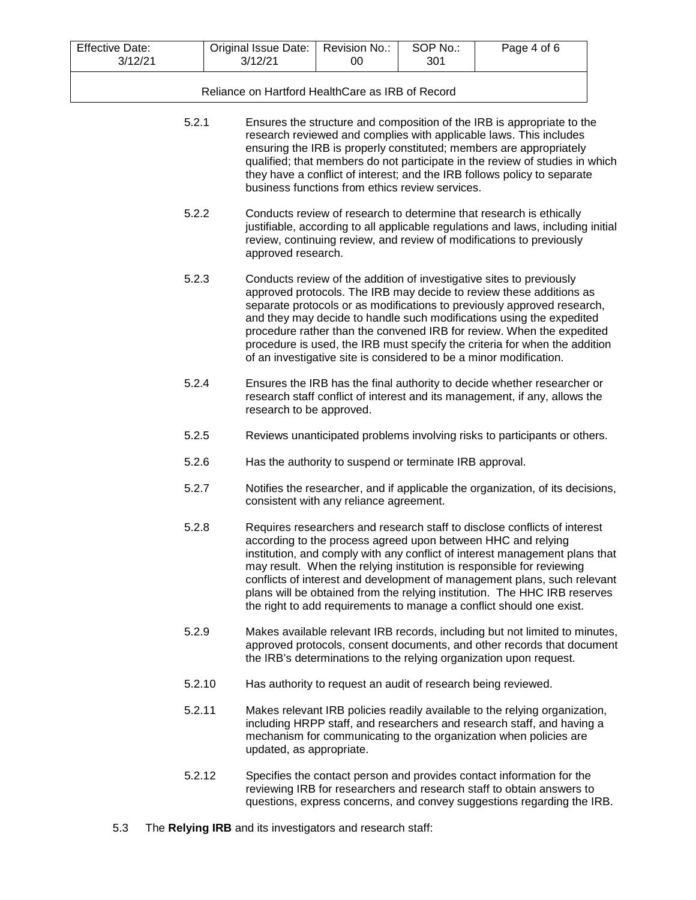5.2.1 Ensures the structure and composition of the IRB is appropriate to the research reviewed and complies with applicable laws. This includes ensuring the IRB is properly constituted; members are appropriately qualified; that members do not participate in the review of studies in which they have a conflict of interest; and the IRB follows policy to separate business functions from ethics review services.

5.2.2 Conducts review of research to determine that research is ethically justifiable, according to all applicable regulations and laws, including initial review, continuing review, and review of modifications to previously approved research.

5.2.3 Conducts review of the addition of investigative sites to previously approved protocols. The IRB may decide to review these additions as separate protocols or as modifications to previously approved research, and they may decide to handle such modifications using the expedited procedure rather than the convened IRB for review. When the expedited procedure is used, the IRB must specify the criteria for when the addition of an investigative site is considered to be a minor modification.

5.2.4 Ensures the IRB has the final authority to decide whether researcher or research staff conflict of interest and its management, if any, allows the research to be approved.

5.2.5 Reviews unanticipated problems involving risks to participants or others.

5.2.6 Has the authority to suspend or terminate IRB approval.

5.2.7 Notifies the researcher, and if applicable the organization, of its decisions, consistent with any reliance agreement.

5.2.8 Requires researchers and research staff to disclose conflicts of interest according to the process agreed upon between HHC and relying institution, and comply with any conflict of interest management plans that may result. When the relying institution is responsible for reviewing conflicts of interest and development of management plans, such relevant plans will be obtained from the relying institution. The HHC IRB reserves the right to add requirements to manage a conflict should one exist.

5.2.9 Makes available relevant IRB records, including but not limited to minutes, approved protocols, consent documents, and other records that document the IRB's determinations to the relying organization upon request.

5.2.10 Has authority to request an audit of research being reviewed.

5.2.11 Makes relevant IRB policies readily available to the relying organization, including HRPP staff, and researchers and research staff, and having a mechanism for communicating to the organization when policies are updated, as appropriate.

5.2.12 Specifies the contact person and provides contact information for the reviewing IRB for researchers and research staff to obtain answers to questions, express concerns, and convey suggestions regarding the IRB.

5.3 The **Relying IRB** and its investigators and research staff: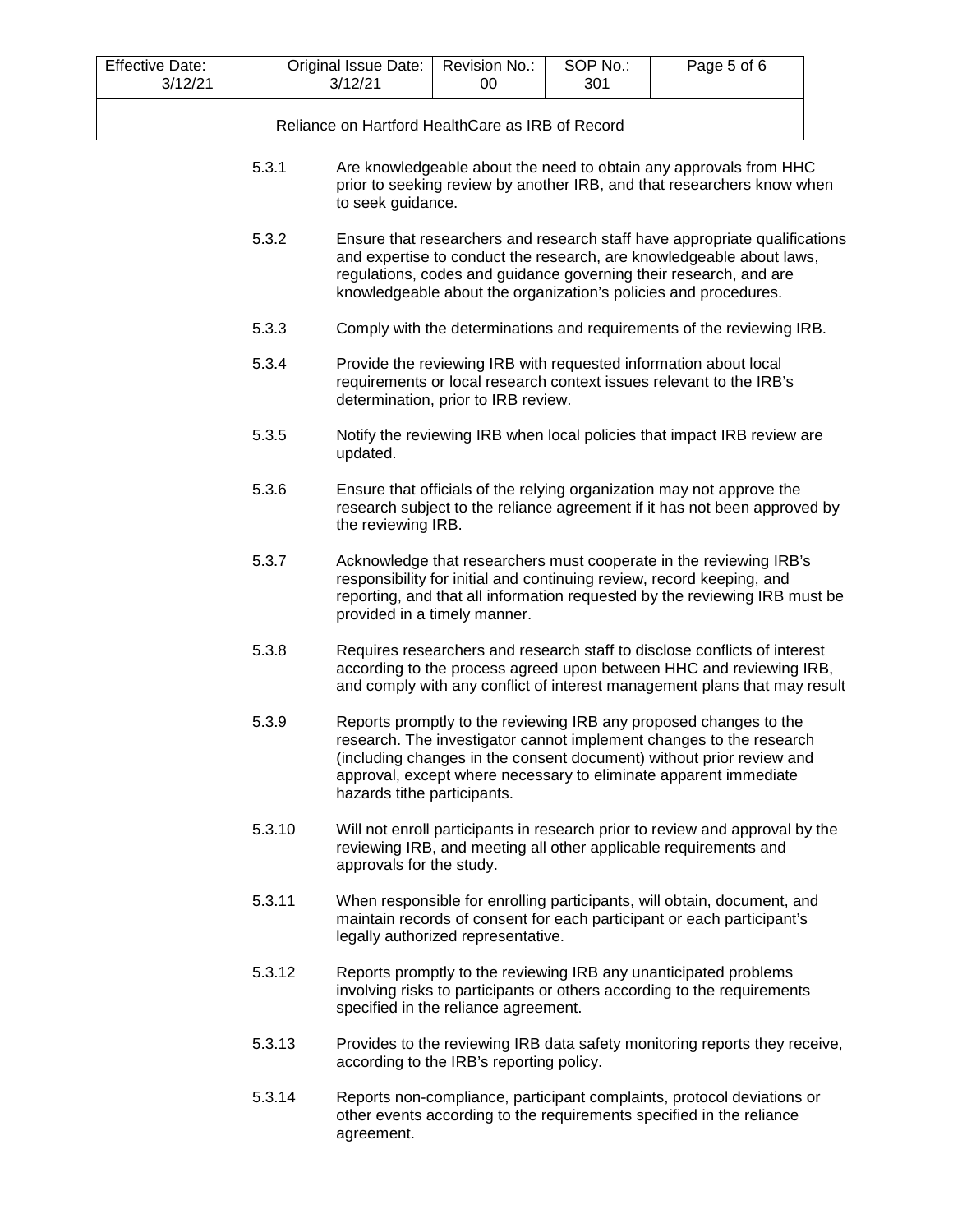5.3.1 Are knowledgeable about the need to obtain any approvals from HHC prior to seeking review by another IRB, and that researchers know when to seek guidance.

5.3.2 Ensure that researchers and research staff have appropriate qualifications and expertise to conduct the research, are knowledgeable about laws, regulations, codes and guidance governing their research, and are knowledgeable about the organization's policies and procedures.

5.3.3 Comply with the determinations and requirements of the reviewing IRB.

5.3.4 Provide the reviewing IRB with requested information about local requirements or local research context issues relevant to the IRB's determination, prior to IRB review.

5.3.5 Notify the reviewing IRB when local policies that impact IRB review are updated.

5.3.6 Ensure that officials of the relying organization may not approve the research subject to the reliance agreement if it has not been approved by the reviewing IRB.

5.3.7 Acknowledge that researchers must cooperate in the reviewing IRB's responsibility for initial and continuing review, record keeping, and reporting, and that all information requested by the reviewing IRB must be provided in a timely manner.

5.3.8 Requires researchers and research staff to disclose conflicts of interest according to the process agreed upon between HHC and reviewing IRB, and comply with any conflict of interest management plans that may result

5.3.9 Reports promptly to the reviewing IRB any proposed changes to the research. The investigator cannot implement changes to the research (including changes in the consent document) without prior review and approval, except where necessary to eliminate apparent immediate hazards tithe participants.

5.3.10 Will not enroll participants in research prior to review and approval by the reviewing IRB, and meeting all other applicable requirements and approvals for the study.

5.3.11 When responsible for enrolling participants, will obtain, document, and maintain records of consent for each participant or each participant's legally authorized representative.

5.3.12 Reports promptly to the reviewing IRB any unanticipated problems involving risks to participants or others according to the requirements specified in the reliance agreement.

5.3.13 Provides to the reviewing IRB data safety monitoring reports they receive, according to the IRB's reporting policy.

5.3.14 Reports non-compliance, participant complaints, protocol deviations or other events according to the requirements specified in the reliance agreement.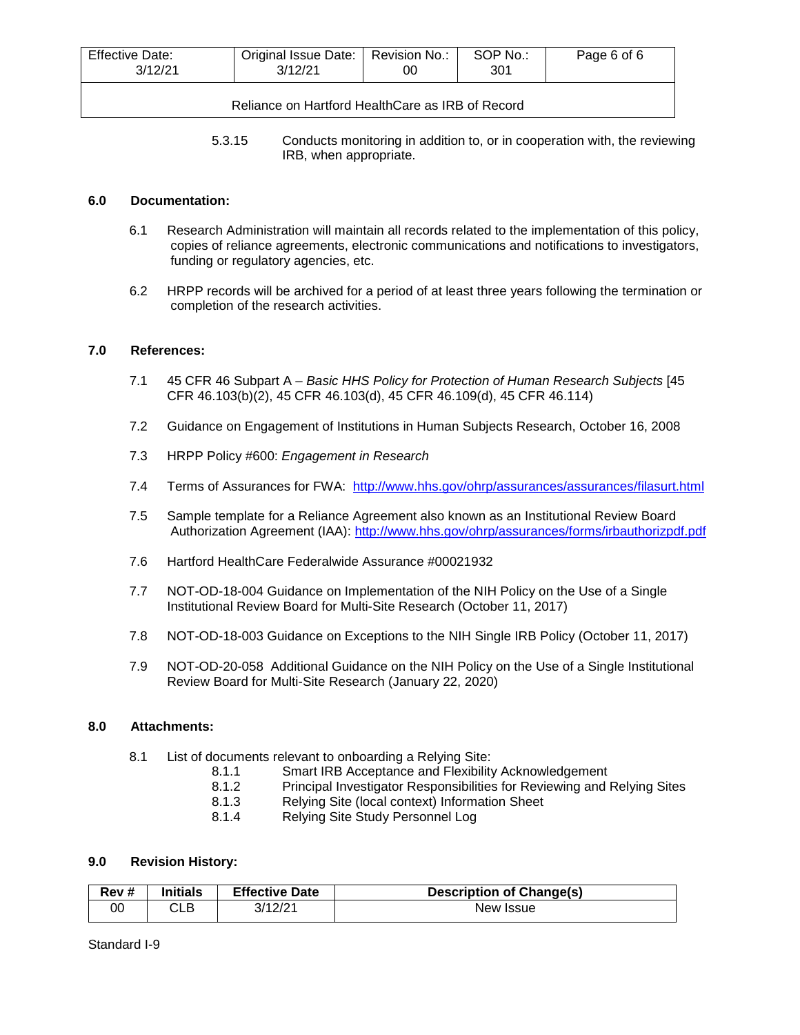5.3.15 Conducts monitoring in addition to, or in cooperation with, the reviewing IRB, when appropriate.

## 6.0 Documentation:

6.1 Research Administration will maintain all records related to the implementation of this policy, copies of reliance agreements, electronic communications and notifications to investigators, funding or regulatory agencies, etc.

6.2 HRPP records will be archived for a period of at least three years following the termination or completion of the research activities.

## 7.0 References:

7.1 45 CFR 46 Subpart A – *Basic HHS Policy for Protection of Human Research Subjects* [45 CFR 46.103(b)(2), 45 CFR 46.103(d), 45 CFR 46.109(d), 45 CFR 46.114)

7.2 Guidance on Engagement of Institutions in Human Subjects Research, October 16, 2008

7.3 HRPP Policy #600: *Engagement in Research*

7.4 Terms of Assurances for FWA: http://www.hhs.gov/ohrp/assurances/assurances/filasurt.html

7.5 Sample template for a Reliance Agreement also known as an Institutional Review Board Authorization Agreement (IAA): http://www.hhs.gov/ohrp/assurances/forms/irbauthorizpdf.pdf

7.6 Hartford HealthCare Federalwide Assurance #00021932

7.7 NOT-OD-18-004 Guidance on Implementation of the NIH Policy on the Use of a Single Institutional Review Board for Multi-Site Research (October 11, 2017)

7.8 NOT-OD-18-003 Guidance on Exceptions to the NIH Single IRB Policy (October 11, 2017)

7.9 NOT-OD-20-058 Additional Guidance on the NIH Policy on the Use of a Single Institutional Review Board for Multi-Site Research (January 22, 2020)

## 8.0 Attachments:

8.1 List of documents relevant to onboarding a Relying Site:
- 8.1.1 Smart IRB Acceptance and Flexibility Acknowledgement
- 8.1.2 Principal Investigator Responsibilities for Reviewing and Relying Sites
- 8.1.3 Relying Site (local context) Information Sheet
- 8.1.4 Relying Site Study Personnel Log

## 9.0 Revision History:

| Rev # | Initials | Effective Date | Description of Change(s) |
|---|---|---|---|
| 00 | CLB | 3/12/21 | New Issue |

Standard I-9